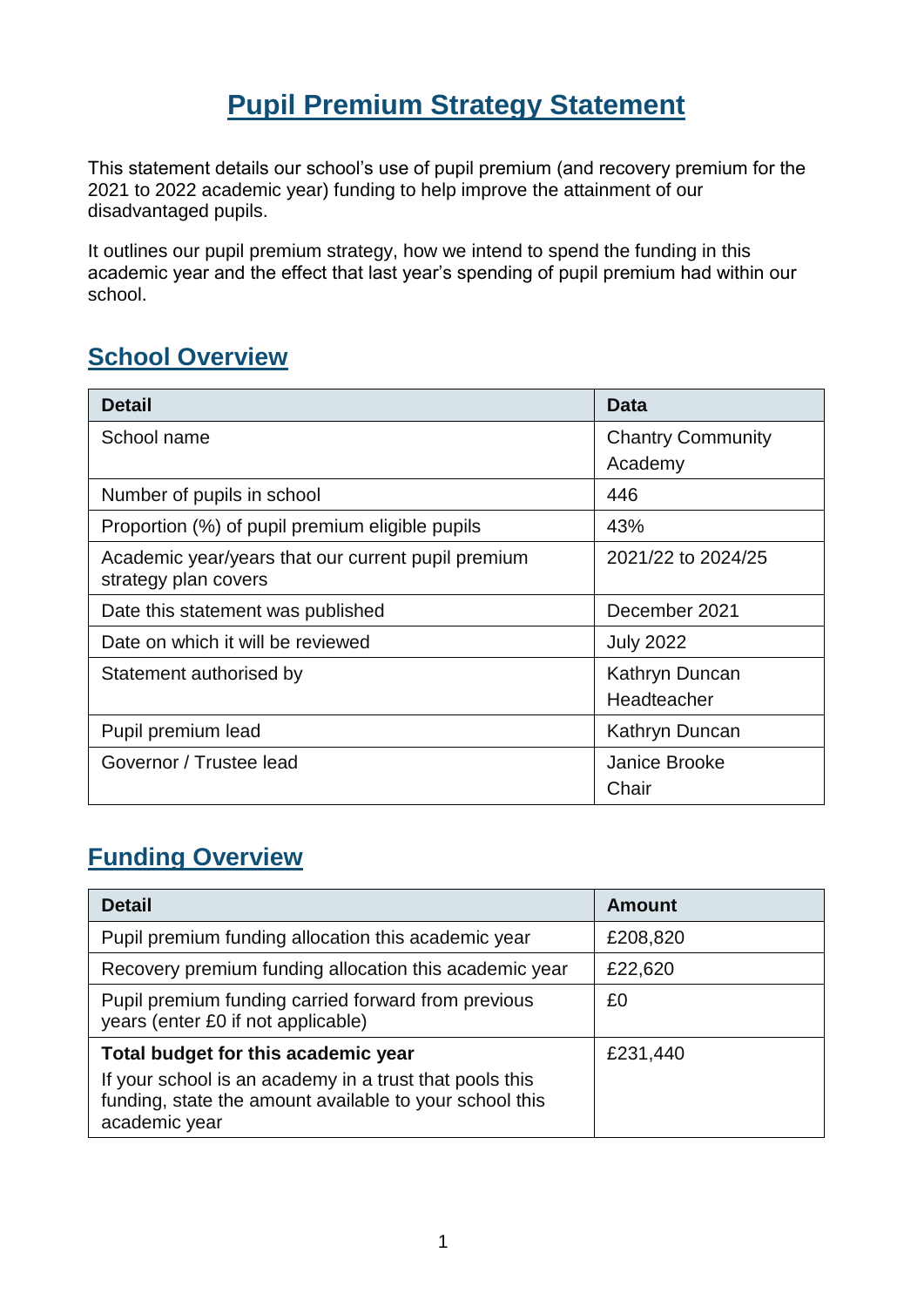# Pupil Premium Strategy Statement

This statement details our school's use of pupil premium (and recovery premium for the 2021 to 2022 academic year) funding to help improve the attainment of our disadvantaged pupils.

It outlines our pupil premium strategy, how we intend to spend the funding in this academic year and the effect that last year's spending of pupil premium had within our school.

## School Overview

| Detail | Data |
|---|---|
| School name | Chantry Community Academy |
| Number of pupils in school | 446 |
| Proportion (%) of pupil premium eligible pupils | 43% |
| Academic year/years that our current pupil premium strategy plan covers | 2021/22 to 2024/25 |
| Date this statement was published | December 2021 |
| Date on which it will be reviewed | July 2022 |
| Statement authorised by | Kathryn Duncan Headteacher |
| Pupil premium lead | Kathryn Duncan |
| Governor / Trustee lead | Janice Brooke Chair |

## Funding Overview

| Detail | Amount |
|---|---|
| Pupil premium funding allocation this academic year | £208,820 |
| Recovery premium funding allocation this academic year | £22,620 |
| Pupil premium funding carried forward from previous years (enter £0 if not applicable) | £0 |
| **Total budget for this academic year** If your school is an academy in a trust that pools this funding, state the amount available to your school this academic year | £231,440 |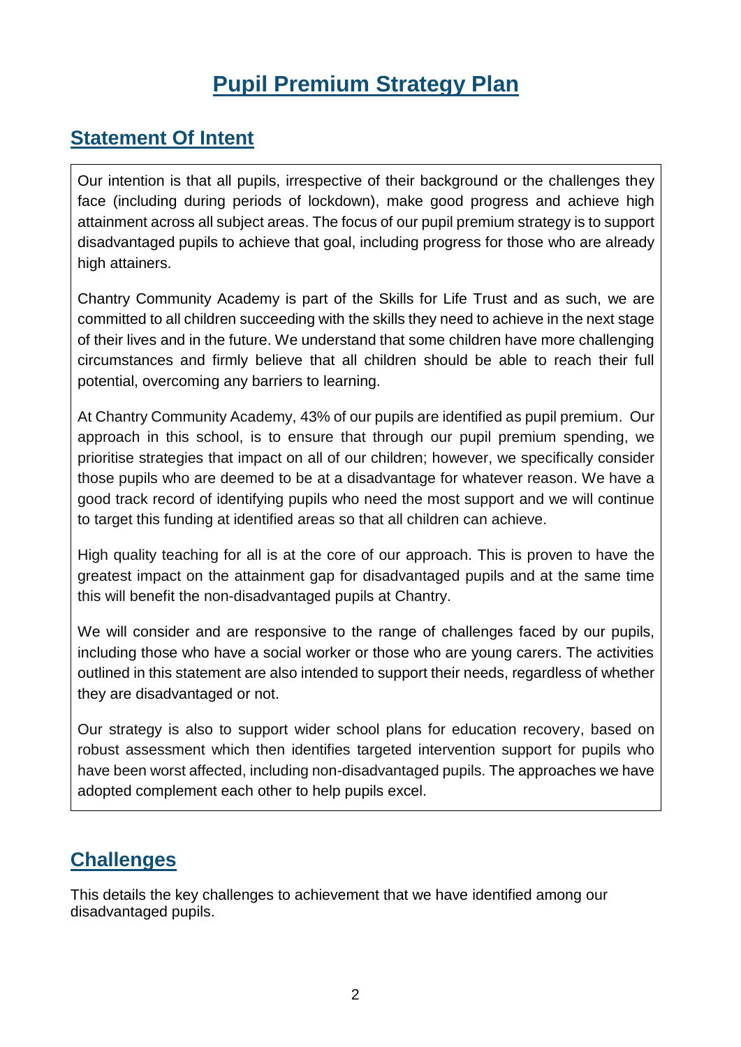# Pupil Premium Strategy Plan

## Statement Of Intent

Our intention is that all pupils, irrespective of their background or the challenges they face (including during periods of lockdown), make good progress and achieve high attainment across all subject areas. The focus of our pupil premium strategy is to support disadvantaged pupils to achieve that goal, including progress for those who are already high attainers.

Chantry Community Academy is part of the Skills for Life Trust and as such, we are committed to all children succeeding with the skills they need to achieve in the next stage of their lives and in the future. We understand that some children have more challenging circumstances and firmly believe that all children should be able to reach their full potential, overcoming any barriers to learning.

At Chantry Community Academy, 43% of our pupils are identified as pupil premium. Our approach in this school, is to ensure that through our pupil premium spending, we prioritise strategies that impact on all of our children; however, we specifically consider those pupils who are deemed to be at a disadvantage for whatever reason. We have a good track record of identifying pupils who need the most support and we will continue to target this funding at identified areas so that all children can achieve.

High quality teaching for all is at the core of our approach. This is proven to have the greatest impact on the attainment gap for disadvantaged pupils and at the same time this will benefit the non-disadvantaged pupils at Chantry.

We will consider and are responsive to the range of challenges faced by our pupils, including those who have a social worker or those who are young carers. The activities outlined in this statement are also intended to support their needs, regardless of whether they are disadvantaged or not.

Our strategy is also to support wider school plans for education recovery, based on robust assessment which then identifies targeted intervention support for pupils who have been worst affected, including non-disadvantaged pupils. The approaches we have adopted complement each other to help pupils excel.

## Challenges

This details the key challenges to achievement that we have identified among our disadvantaged pupils.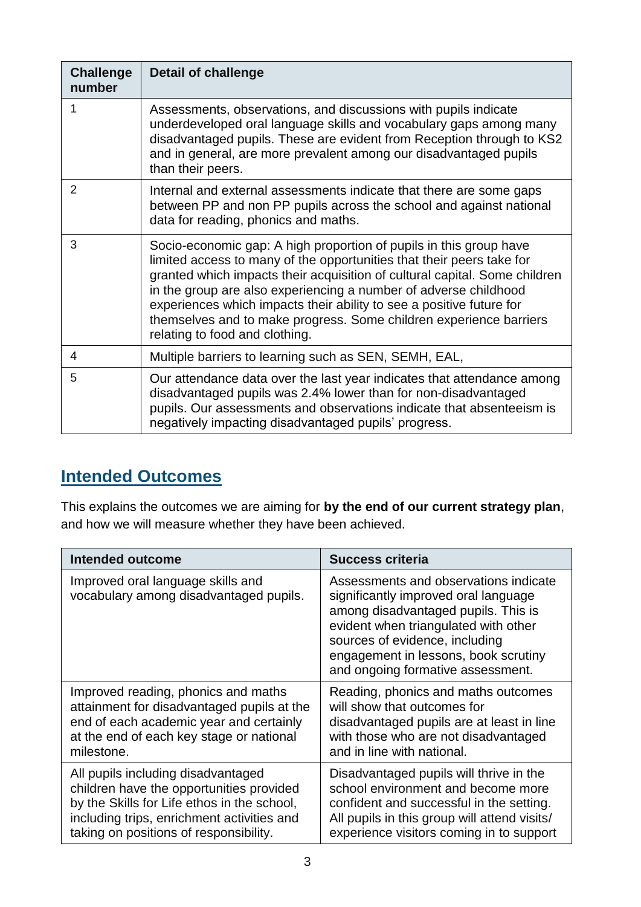| Challenge number | Detail of challenge |
|---|---|
| 1 | Assessments, observations, and discussions with pupils indicate underdeveloped oral language skills and vocabulary gaps among many disadvantaged pupils. These are evident from Reception through to KS2 and in general, are more prevalent among our disadvantaged pupils than their peers. |
| 2 | Internal and external assessments indicate that there are some gaps between PP and non PP pupils across the school and against national data for reading, phonics and maths. |
| 3 | Socio-economic gap: A high proportion of pupils in this group have limited access to many of the opportunities that their peers take for granted which impacts their acquisition of cultural capital. Some children in the group are also experiencing a number of adverse childhood experiences which impacts their ability to see a positive future for themselves and to make progress. Some children experience barriers relating to food and clothing. |
| 4 | Multiple barriers to learning such as SEN, SEMH, EAL, |
| 5 | Our attendance data over the last year indicates that attendance among disadvantaged pupils was 2.4% lower than for non-disadvantaged pupils. Our assessments and observations indicate that absenteeism is negatively impacting disadvantaged pupils' progress. |

## Intended Outcomes

This explains the outcomes we are aiming for **by the end of our current strategy plan**, and how we will measure whether they have been achieved.

| Intended outcome | Success criteria |
|---|---|
| Improved oral language skills and vocabulary among disadvantaged pupils. | Assessments and observations indicate significantly improved oral language among disadvantaged pupils. This is evident when triangulated with other sources of evidence, including engagement in lessons, book scrutiny and ongoing formative assessment. |
| Improved reading, phonics and maths attainment for disadvantaged pupils at the end of each academic year and certainly at the end of each key stage or national milestone. | Reading, phonics and maths outcomes will show that outcomes for disadvantaged pupils are at least in line with those who are not disadvantaged and in line with national. |
| All pupils including disadvantaged children have the opportunities provided by the Skills for Life ethos in the school, including trips, enrichment activities and taking on positions of responsibility. | Disadvantaged pupils will thrive in the school environment and become more confident and successful in the setting. All pupils in this group will attend visits/ experience visitors coming in to support |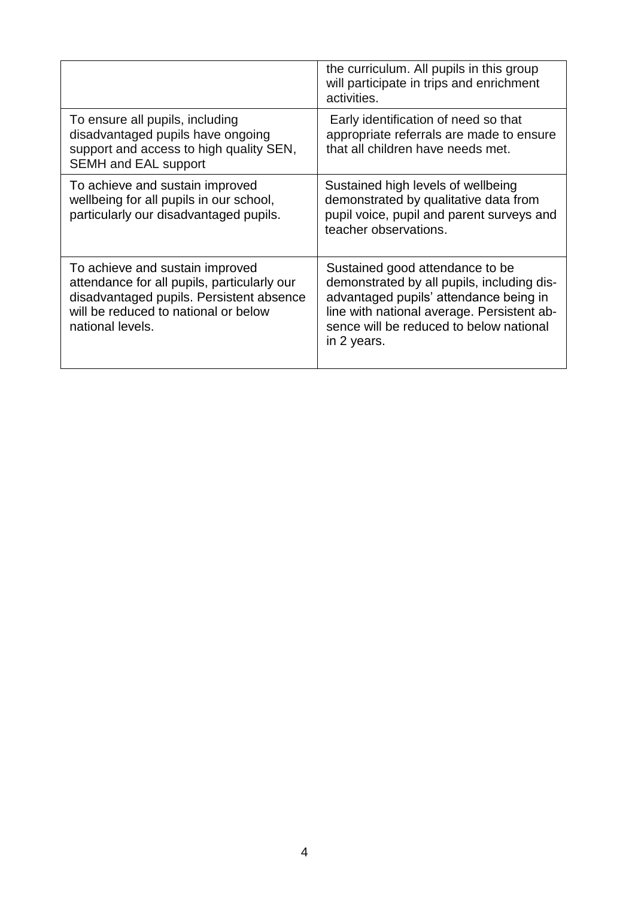| | |
|---|---|
| | the curriculum. All pupils in this group will participate in trips and enrichment activities. |
| To ensure all pupils, including disadvantaged pupils have ongoing support and access to high quality SEN, SEMH and EAL support | Early identification of need so that appropriate referrals are made to ensure that all children have needs met. |
| To achieve and sustain improved wellbeing for all pupils in our school, particularly our disadvantaged pupils. | Sustained high levels of wellbeing demonstrated by qualitative data from pupil voice, pupil and parent surveys and teacher observations. |
| To achieve and sustain improved attendance for all pupils, particularly our disadvantaged pupils. Persistent absence will be reduced to national or below national levels. | Sustained good attendance to be demonstrated by all pupils, including disadvantaged pupils' attendance being in line with national average. Persistent absence will be reduced to below national in 2 years. |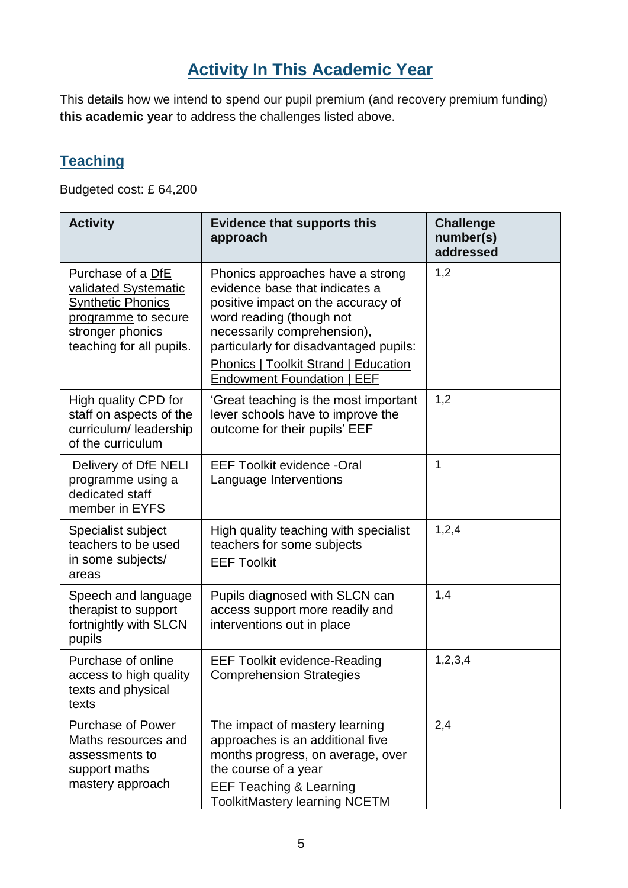# Activity In This Academic Year

This details how we intend to spend our pupil premium (and recovery premium funding) **this academic year** to address the challenges listed above.

## Teaching

Budgeted cost: £ 64,200

| Activity | Evidence that supports this approach | Challenge number(s) addressed |
|---|---|---|
| Purchase of a DfE validated Systematic Synthetic Phonics programme to secure stronger phonics teaching for all pupils. | Phonics approaches have a strong evidence base that indicates a positive impact on the accuracy of word reading (though not necessarily comprehension), particularly for disadvantaged pupils: Phonics \| Toolkit Strand \| Education Endowment Foundation \| EEF | 1,2 |
| High quality CPD for staff on aspects of the curriculum/ leadership of the curriculum | 'Great teaching is the most important lever schools have to improve the outcome for their pupils' EEF | 1,2 |
| Delivery of DfE NELI programme using a dedicated staff member in EYFS | EEF Toolkit evidence -Oral Language Interventions | 1 |
| Specialist subject teachers to be used in some subjects/ areas | High quality teaching with specialist teachers for some subjects EEF Toolkit | 1,2,4 |
| Speech and language therapist to support fortnightly with SLCN pupils | Pupils diagnosed with SLCN can access support more readily and interventions out in place | 1,4 |
| Purchase of online access to high quality texts and physical texts | EEF Toolkit evidence-Reading Comprehension Strategies | 1,2,3,4 |
| Purchase of Power Maths resources and assessments to support maths mastery approach | The impact of mastery learning approaches is an additional five months progress, on average, over the course of a year EEF Teaching & Learning ToolkitMastery learning NCETM | 2,4 |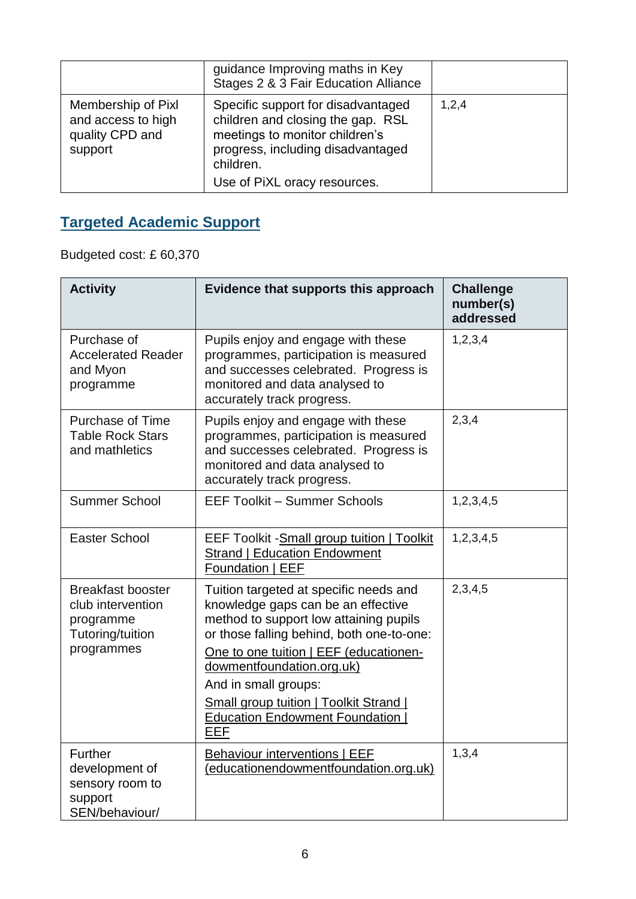|  | guidance Improving maths in Key Stages 2 & 3 Fair Education Alliance |  |
|---|---|---|
| Membership of Pixl and access to high quality CPD and support | Specific support for disadvantaged children and closing the gap. RSL meetings to monitor children's progress, including disadvantaged children.<br>Use of PiXL oracy resources. | 1,2,4 |

## Targeted Academic Support

Budgeted cost: £ 60,370

| Activity | Evidence that supports this approach | Challenge number(s) addressed |
|---|---|---|
| Purchase of Accelerated Reader and Myon programme | Pupils enjoy and engage with these programmes, participation is measured and successes celebrated. Progress is monitored and data analysed to accurately track progress. | 1,2,3,4 |
| Purchase of Time Table Rock Stars and mathletics | Pupils enjoy and engage with these programmes, participation is measured and successes celebrated. Progress is monitored and data analysed to accurately track progress. | 2,3,4 |
| Summer School | EEF Toolkit – Summer Schools | 1,2,3,4,5 |
| Easter School | EEF Toolkit -Small group tuition \| Toolkit Strand \| Education Endowment Foundation \| EEF | 1,2,3,4,5 |
| Breakfast booster club intervention programme Tutoring/tuition programmes | Tuition targeted at specific needs and knowledge gaps can be an effective method to support low attaining pupils or those falling behind, both one-to-one:<br>One to one tuition \| EEF (educationendowmentfoundation.org.uk)<br>And in small groups:<br>Small group tuition \| Toolkit Strand \| Education Endowment Foundation \| EEF | 2,3,4,5 |
| Further development of sensory room to support SEN/behaviour/ | Behaviour interventions \| EEF (educationendowmentfoundation.org.uk) | 1,3,4 |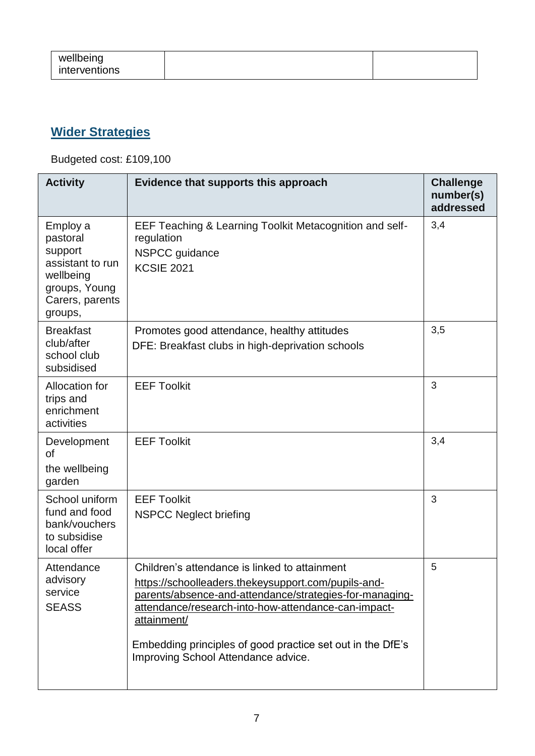| wellbeing interventions | | |
|---|---|---|

## Wider Strategies

Budgeted cost: £109,100

| Activity | Evidence that supports this approach | Challenge number(s) addressed |
|---|---|---|
| Employ a pastoral support assistant to run wellbeing groups, Young Carers, parents groups, | EEF Teaching & Learning Toolkit Metacognition and self-regulation<br>NSPCC guidance<br>KCSIE 2021 | 3,4 |
| Breakfast club/after school club subsidised | Promotes good attendance, healthy attitudes<br>DFE: Breakfast clubs in high-deprivation schools | 3,5 |
| Allocation for trips and enrichment activities | EEF Toolkit | 3 |
| Development of the wellbeing garden | EEF Toolkit | 3,4 |
| School uniform fund and food bank/vouchers to subsidise local offer | EEF Toolkit<br>NSPCC Neglect briefing | 3 |
| Attendance advisory service SEASS | Children's attendance is linked to attainment<br>https://schoolleaders.thekeysupport.com/pupils-and-parents/absence-and-attendance/strategies-for-managing-attendance/research-into-how-attendance-can-impact-attainment/<br><br>Embedding principles of good practice set out in the DfE's Improving School Attendance advice. | 5 |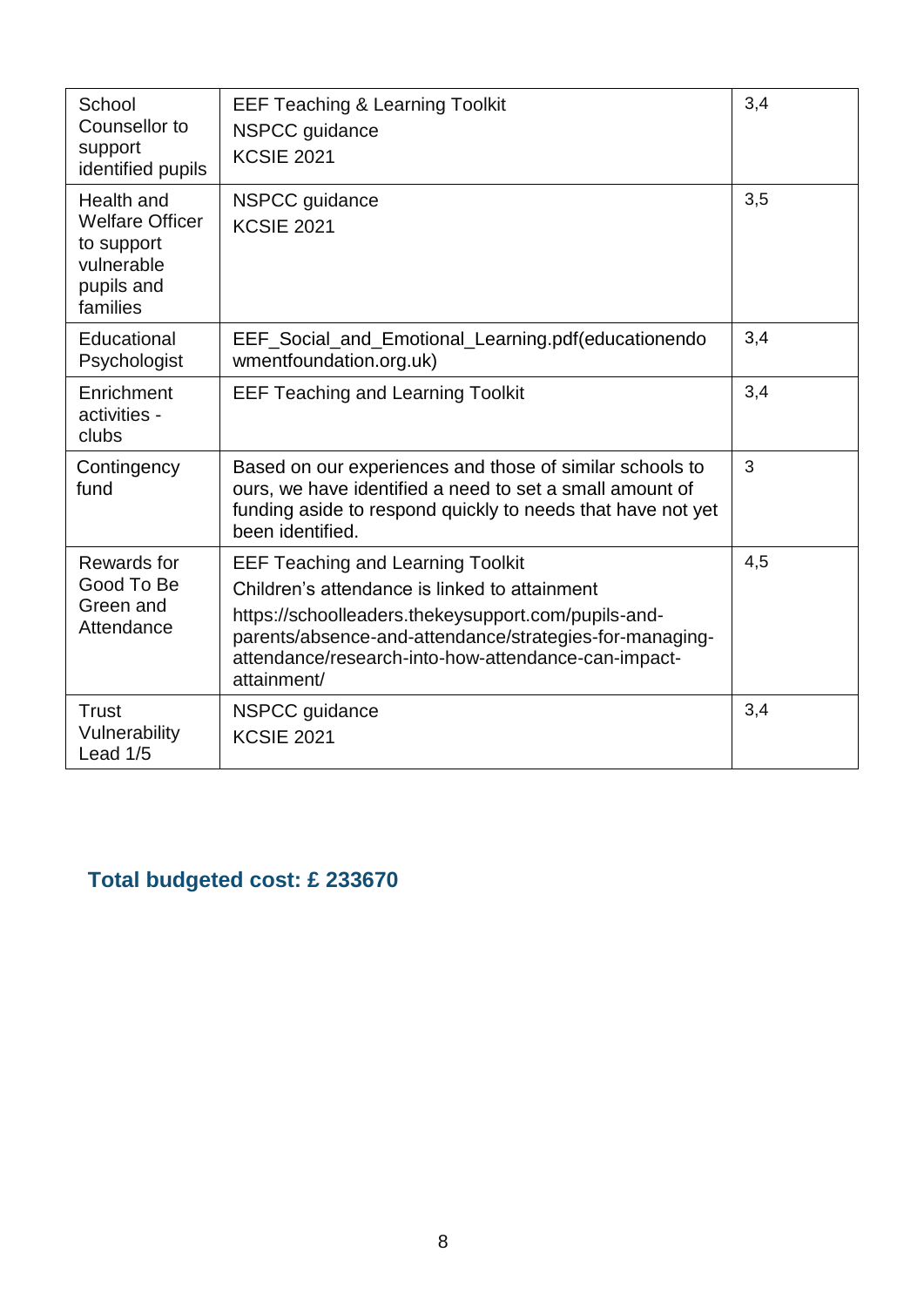| | | |
|---|---|---|
| School Counsellor to support identified pupils | EEF Teaching & Learning Toolkit<br>NSPCC guidance<br>KCSIE 2021 | 3,4 |
| Health and Welfare Officer to support vulnerable pupils and families | NSPCC guidance<br>KCSIE 2021 | 3,5 |
| Educational Psychologist | EEF_Social_and_Emotional_Learning.pdf(educationendowmentfoundation.org.uk) | 3,4 |
| Enrichment activities - clubs | EEF Teaching and Learning Toolkit | 3,4 |
| Contingency fund | Based on our experiences and those of similar schools to ours, we have identified a need to set a small amount of funding aside to respond quickly to needs that have not yet been identified. | 3 |
| Rewards for Good To Be Green and Attendance | EEF Teaching and Learning Toolkit<br>Children's attendance is linked to attainment<br>https://schoolleaders.thekeysupport.com/pupils-and-parents/absence-and-attendance/strategies-for-managing-attendance/research-into-how-attendance-can-impact-attainment/ | 4,5 |
| Trust Vulnerability Lead 1/5 | NSPCC guidance<br>KCSIE 2021 | 3,4 |

## Total budgeted cost: £ 233670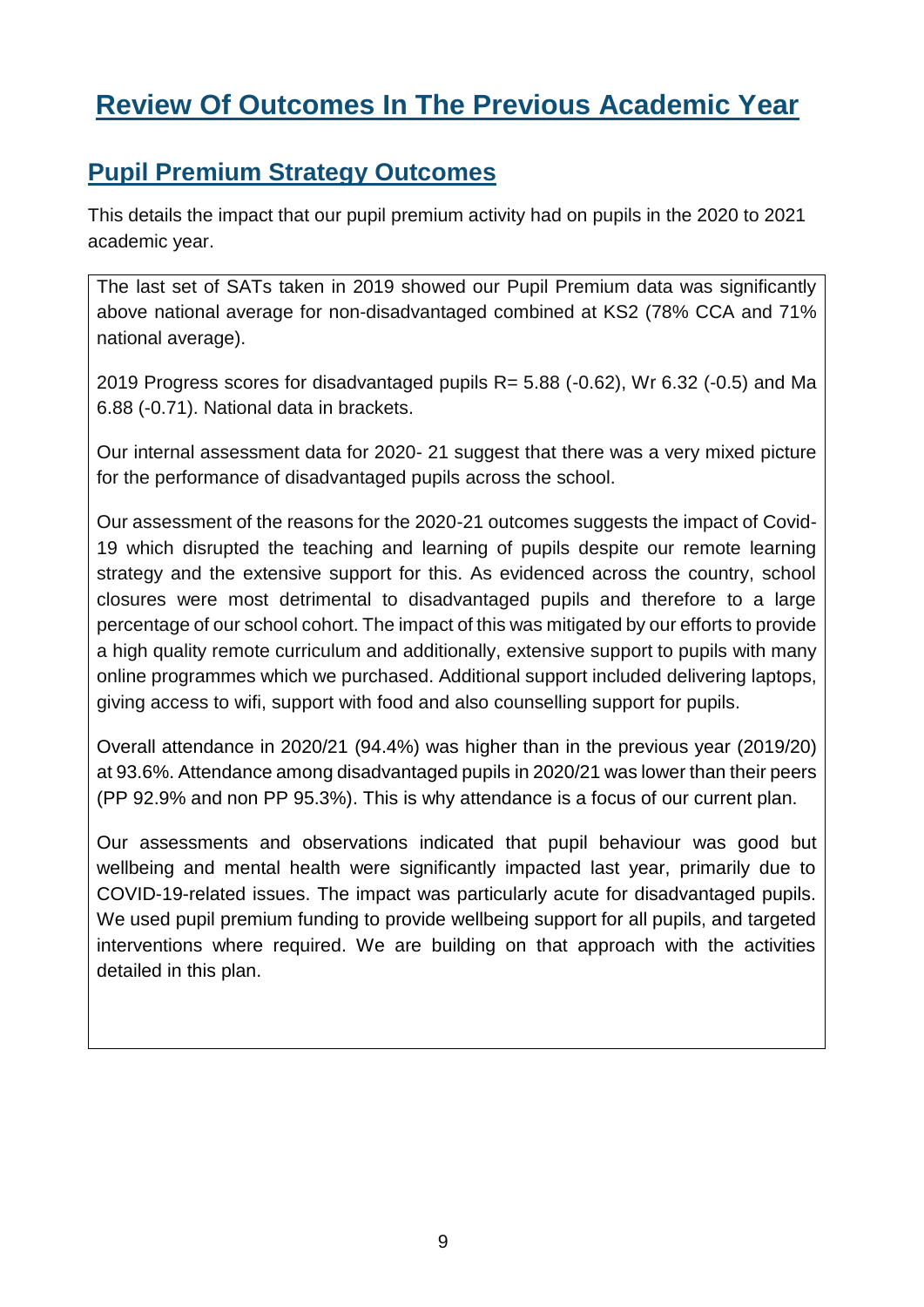# Review Of Outcomes In The Previous Academic Year

## Pupil Premium Strategy Outcomes

This details the impact that our pupil premium activity had on pupils in the 2020 to 2021 academic year.

The last set of SATs taken in 2019 showed our Pupil Premium data was significantly above national average for non-disadvantaged combined at KS2 (78% CCA and 71% national average).

2019 Progress scores for disadvantaged pupils R= 5.88 (-0.62), Wr 6.32 (-0.5) and Ma 6.88 (-0.71). National data in brackets.

Our internal assessment data for 2020- 21 suggest that there was a very mixed picture for the performance of disadvantaged pupils across the school.

Our assessment of the reasons for the 2020-21 outcomes suggests the impact of Covid-19 which disrupted the teaching and learning of pupils despite our remote learning strategy and the extensive support for this. As evidenced across the country, school closures were most detrimental to disadvantaged pupils and therefore to a large percentage of our school cohort. The impact of this was mitigated by our efforts to provide a high quality remote curriculum and additionally, extensive support to pupils with many online programmes which we purchased. Additional support included delivering laptops, giving access to wifi, support with food and also counselling support for pupils.

Overall attendance in 2020/21 (94.4%) was higher than in the previous year (2019/20) at 93.6%. Attendance among disadvantaged pupils in 2020/21 was lower than their peers (PP 92.9% and non PP 95.3%). This is why attendance is a focus of our current plan.

Our assessments and observations indicated that pupil behaviour was good but wellbeing and mental health were significantly impacted last year, primarily due to COVID-19-related issues. The impact was particularly acute for disadvantaged pupils. We used pupil premium funding to provide wellbeing support for all pupils, and targeted interventions where required. We are building on that approach with the activities detailed in this plan.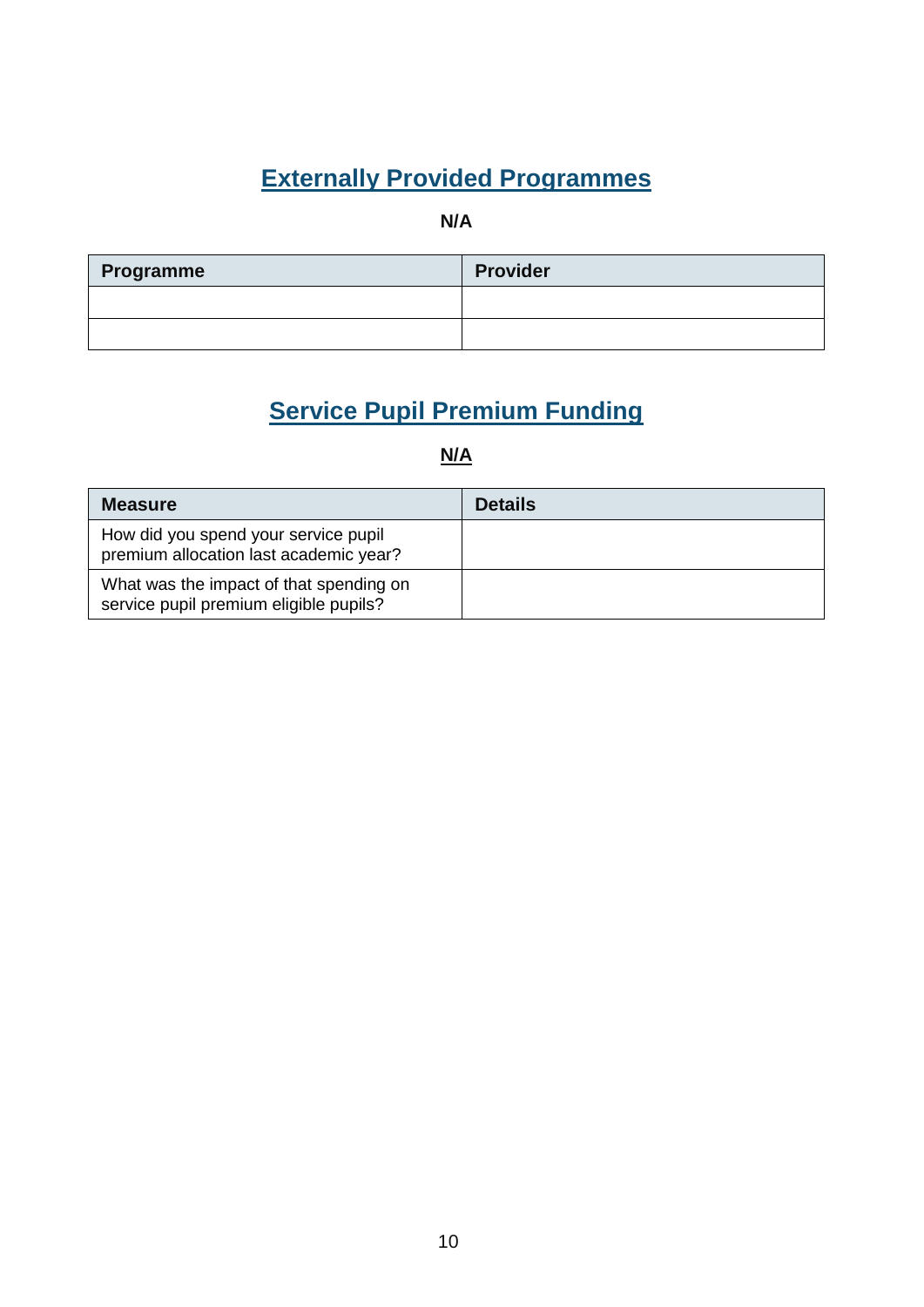## Externally Provided Programmes

**N/A**

| Programme | Provider |
| --- | --- |
| | |
| | |

## Service Pupil Premium Funding

**N/A**

| Measure | Details |
| --- | --- |
| How did you spend your service pupil premium allocation last academic year? | |
| What was the impact of that spending on service pupil premium eligible pupils? | |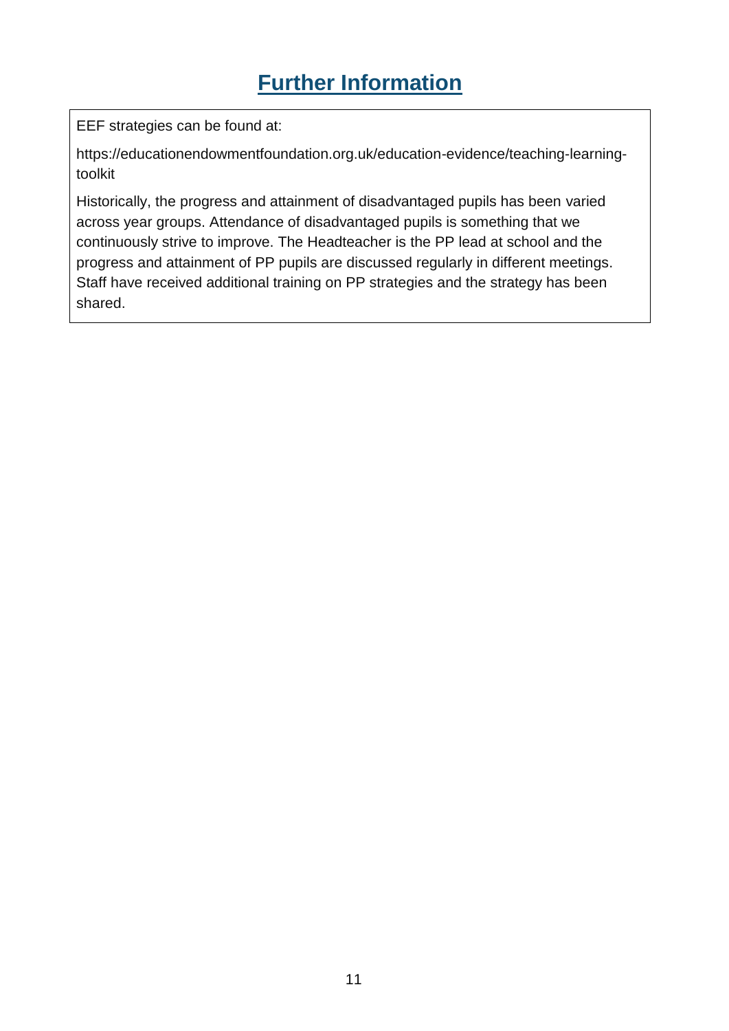# Further Information

EEF strategies can be found at:

https://educationendowmentfoundation.org.uk/education-evidence/teaching-learning-toolkit

Historically, the progress and attainment of disadvantaged pupils has been varied across year groups. Attendance of disadvantaged pupils is something that we continuously strive to improve. The Headteacher is the PP lead at school and the progress and attainment of PP pupils are discussed regularly in different meetings. Staff have received additional training on PP strategies and the strategy has been shared.